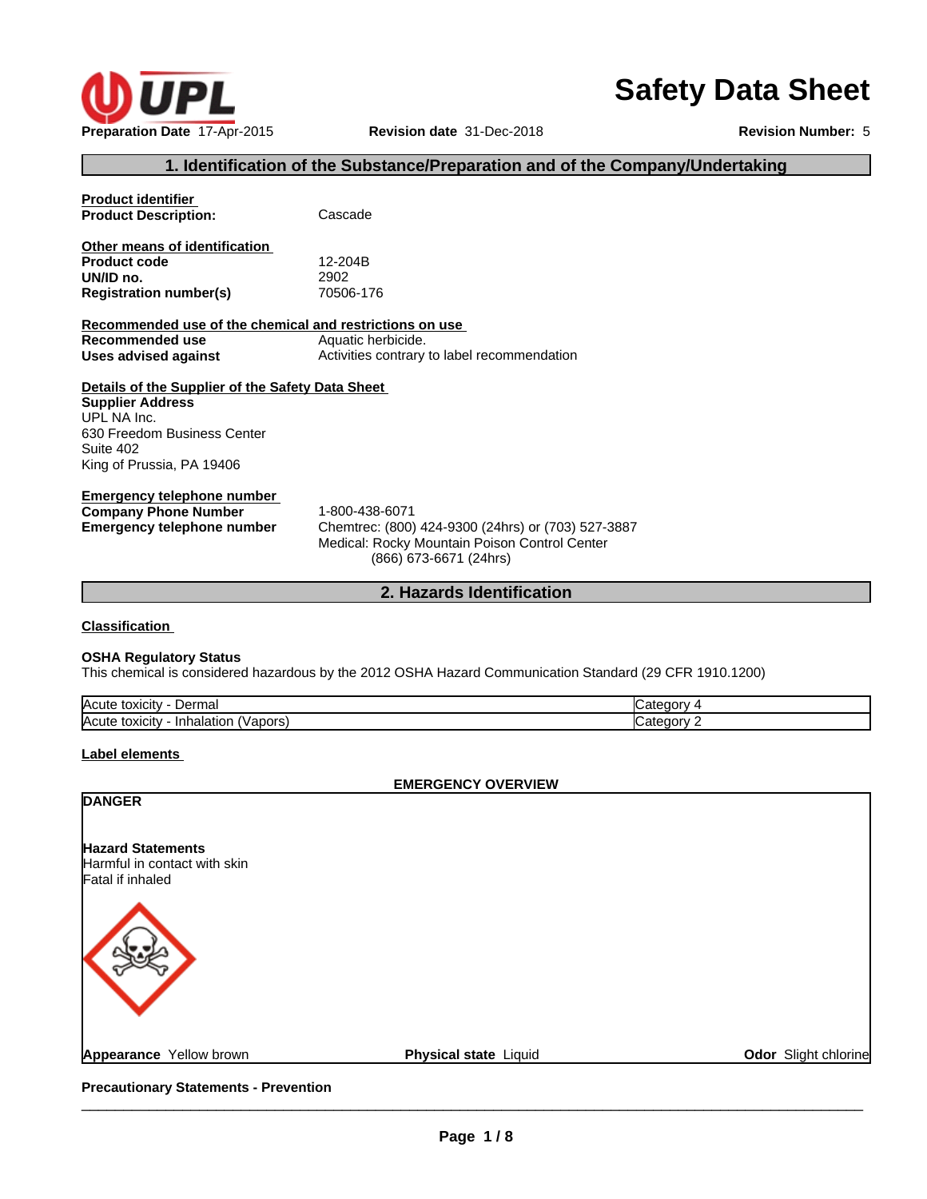# Safety Data Sheet

**Preparation Date** 17-Apr-2015 **Revision date** 31-Dec-2018 **Revision Number:** 5

## 1. Identification of the Substance/Preparation and of the Company/Undertaking

**Product identifier**

**Product Description:** Cascade

**Other means of identification**

**Product code** 12-204B
**UN/ID no.** 2902
**Registration number(s)** 70506-176

**Recommended use of the chemical and restrictions on use**

**Recommended use** Aquatic herbicide.
**Uses advised against** Activities contrary to label recommendation

**Details of the Supplier of the Safety Data Sheet**

**Supplier Address**
UPL NA Inc.
630 Freedom Business Center
Suite 402
King of Prussia, PA 19406

**Emergency telephone number**

**Company Phone Number** 1-800-438-6071
**Emergency telephone number** Chemtrec: (800) 424-9300 (24hrs) or (703) 527-3887
Medical: Rocky Mountain Poison Control Center
(866) 673-6671 (24hrs)

## 2. Hazards Identification

**Classification**

**OSHA Regulatory Status**
This chemical is considered hazardous by the 2012 OSHA Hazard Communication Standard (29 CFR 1910.1200)

| | |
|---|---|
| Acute toxicity - Dermal | Category 4 |
| Acute toxicity - Inhalation (Vapors) | Category 2 |

**Label elements**

**EMERGENCY OVERVIEW**

**DANGER**

**Hazard Statements**
Harmful in contact with skin
Fatal if inhaled

**Appearance** Yellow brown **Physical state** Liquid **Odor** Slight chlorine

**Precautionary Statements - Prevention**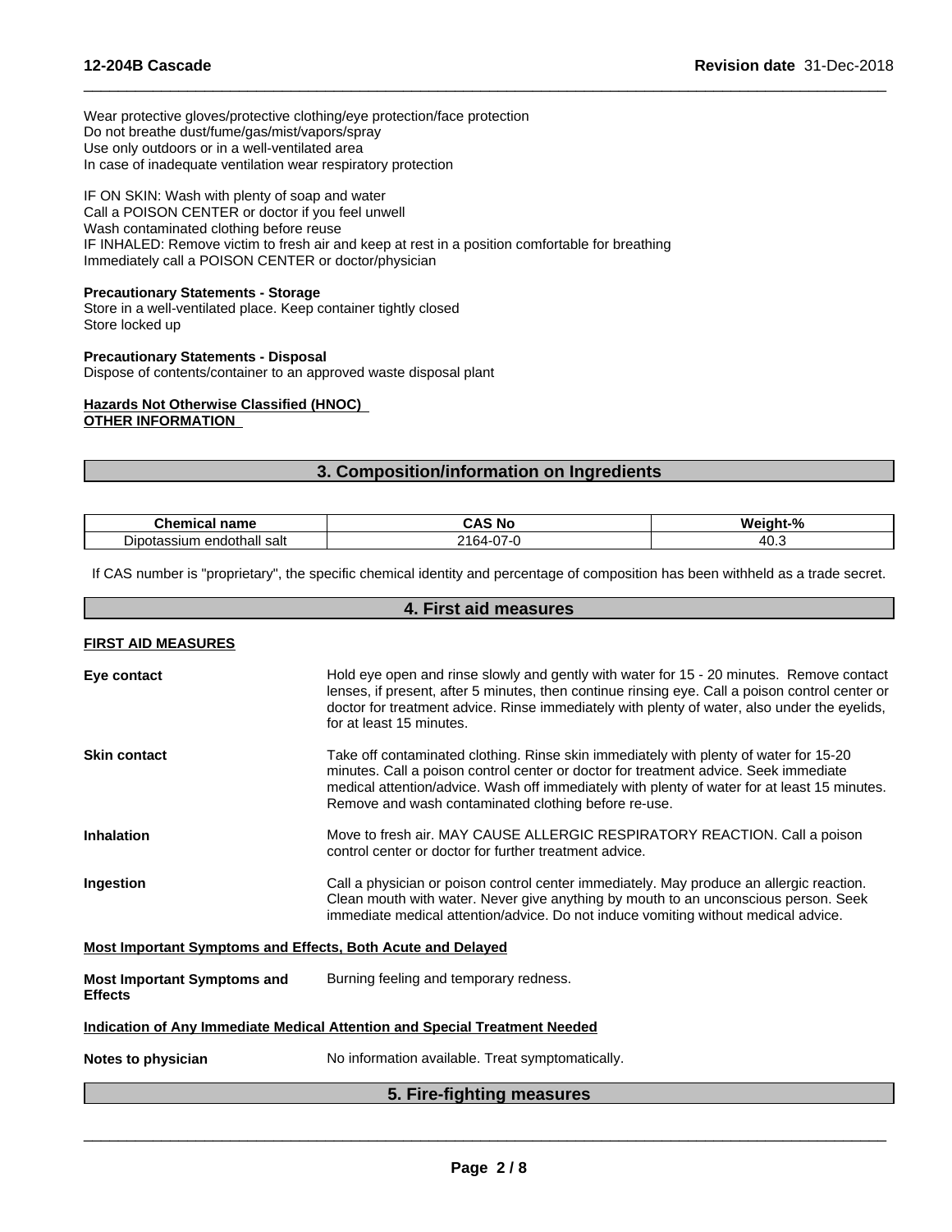Wear protective gloves/protective clothing/eye protection/face protection
Do not breathe dust/fume/gas/mist/vapors/spray
Use only outdoors or in a well-ventilated area
In case of inadequate ventilation wear respiratory protection

IF ON SKIN: Wash with plenty of soap and water
Call a POISON CENTER or doctor if you feel unwell
Wash contaminated clothing before reuse
IF INHALED: Remove victim to fresh air and keep at rest in a position comfortable for breathing
Immediately call a POISON CENTER or doctor/physician

**Precautionary Statements - Storage**
Store in a well-ventilated place. Keep container tightly closed
Store locked up

**Precautionary Statements - Disposal**
Dispose of contents/container to an approved waste disposal plant

**Hazards Not Otherwise Classified (HNOC)**
**OTHER INFORMATION**

## 3. Composition/information on Ingredients

| Chemical name | CAS No | Weight-% |
|---|---|---|
| Dipotassium endothall salt | 2164-07-0 | 40.3 |

If CAS number is "proprietary", the specific chemical identity and percentage of composition has been withheld as a trade secret.

## 4. First aid measures

**FIRST AID MEASURES**

**Eye contact**
Hold eye open and rinse slowly and gently with water for 15 - 20 minutes. Remove contact lenses, if present, after 5 minutes, then continue rinsing eye. Call a poison control center or doctor for treatment advice. Rinse immediately with plenty of water, also under the eyelids, for at least 15 minutes.

**Skin contact**
Take off contaminated clothing. Rinse skin immediately with plenty of water for 15-20 minutes. Call a poison control center or doctor for treatment advice. Seek immediate medical attention/advice. Wash off immediately with plenty of water for at least 15 minutes. Remove and wash contaminated clothing before re-use.

**Inhalation**
Move to fresh air. MAY CAUSE ALLERGIC RESPIRATORY REACTION. Call a poison control center or doctor for further treatment advice.

**Ingestion**
Call a physician or poison control center immediately. May produce an allergic reaction. Clean mouth with water. Never give anything by mouth to an unconscious person. Seek immediate medical attention/advice. Do not induce vomiting without medical advice.

**Most Important Symptoms and Effects, Both Acute and Delayed**

**Most Important Symptoms and Effects**
Burning feeling and temporary redness.

**Indication of Any Immediate Medical Attention and Special Treatment Needed**

**Notes to physician**
No information available. Treat symptomatically.

## 5. Fire-fighting measures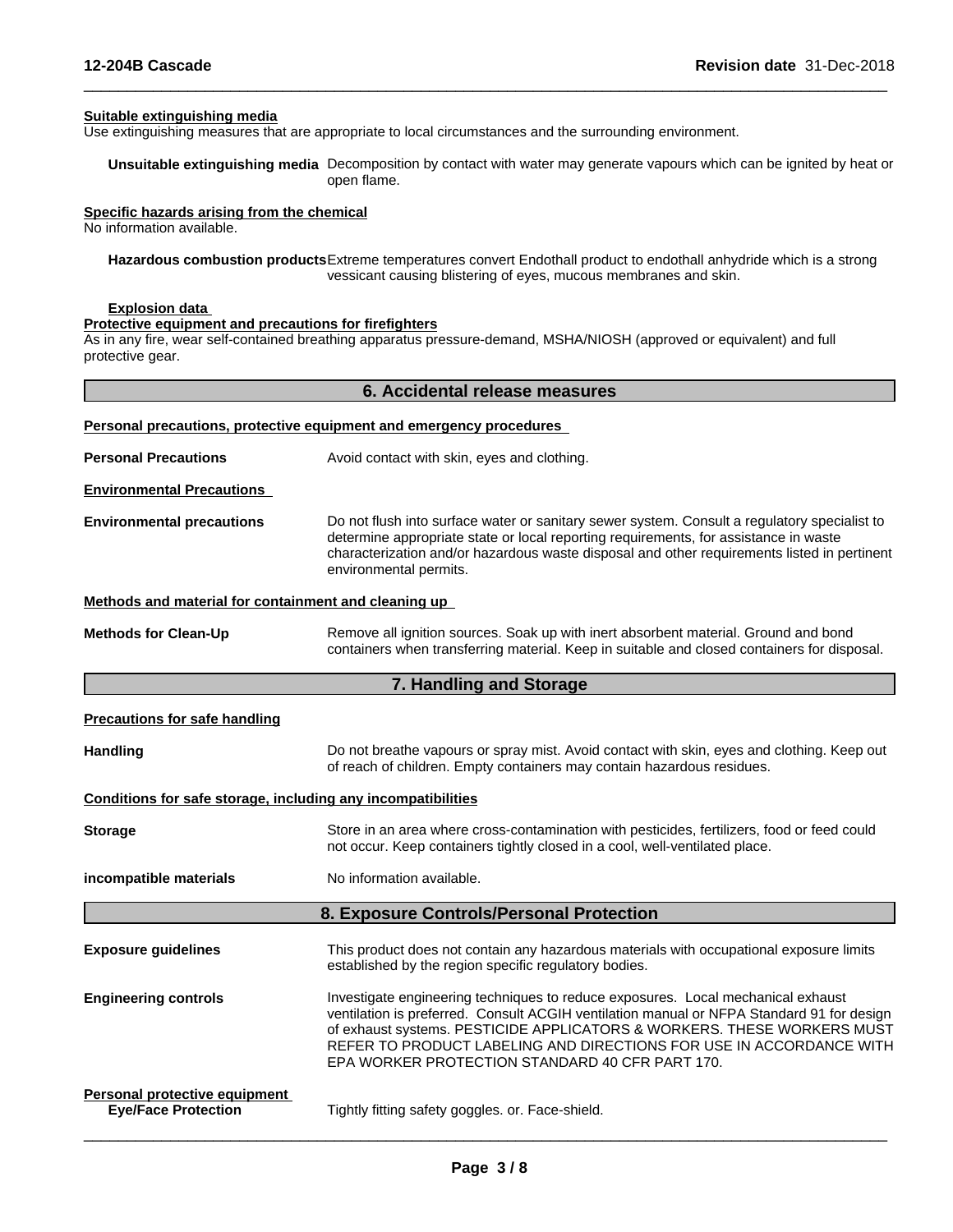**Suitable extinguishing media**
Use extinguishing measures that are appropriate to local circumstances and the surrounding environment.

**Unsuitable extinguishing media** Decomposition by contact with water may generate vapours which can be ignited by heat or open flame.

**Specific hazards arising from the chemical**
No information available.

**Hazardous combustion products** Extreme temperatures convert Endothall product to endothall anhydride which is a strong vessicant causing blistering of eyes, mucous membranes and skin.

**Explosion data**

**Protective equipment and precautions for firefighters**
As in any fire, wear self-contained breathing apparatus pressure-demand, MSHA/NIOSH (approved or equivalent) and full protective gear.

## 6. Accidental release measures

**Personal precautions, protective equipment and emergency procedures**

**Personal Precautions** Avoid contact with skin, eyes and clothing.

**Environmental Precautions**

**Environmental precautions** Do not flush into surface water or sanitary sewer system. Consult a regulatory specialist to determine appropriate state or local reporting requirements, for assistance in waste characterization and/or hazardous waste disposal and other requirements listed in pertinent environmental permits.

**Methods and material for containment and cleaning up**

**Methods for Clean-Up** Remove all ignition sources. Soak up with inert absorbent material. Ground and bond containers when transferring material. Keep in suitable and closed containers for disposal.

## 7. Handling and Storage

**Precautions for safe handling**

**Handling** Do not breathe vapours or spray mist. Avoid contact with skin, eyes and clothing. Keep out of reach of children. Empty containers may contain hazardous residues.

**Conditions for safe storage, including any incompatibilities**

**Storage** Store in an area where cross-contamination with pesticides, fertilizers, food or feed could not occur. Keep containers tightly closed in a cool, well-ventilated place.

**incompatible materials** No information available.

## 8. Exposure Controls/Personal Protection

**Exposure guidelines** This product does not contain any hazardous materials with occupational exposure limits established by the region specific regulatory bodies.

**Engineering controls** Investigate engineering techniques to reduce exposures. Local mechanical exhaust ventilation is preferred. Consult ACGIH ventilation manual or NFPA Standard 91 for design of exhaust systems. PESTICIDE APPLICATORS & WORKERS. THESE WORKERS MUST REFER TO PRODUCT LABELING AND DIRECTIONS FOR USE IN ACCORDANCE WITH EPA WORKER PROTECTION STANDARD 40 CFR PART 170.

**Personal protective equipment**

**Eye/Face Protection** Tightly fitting safety goggles. or. Face-shield.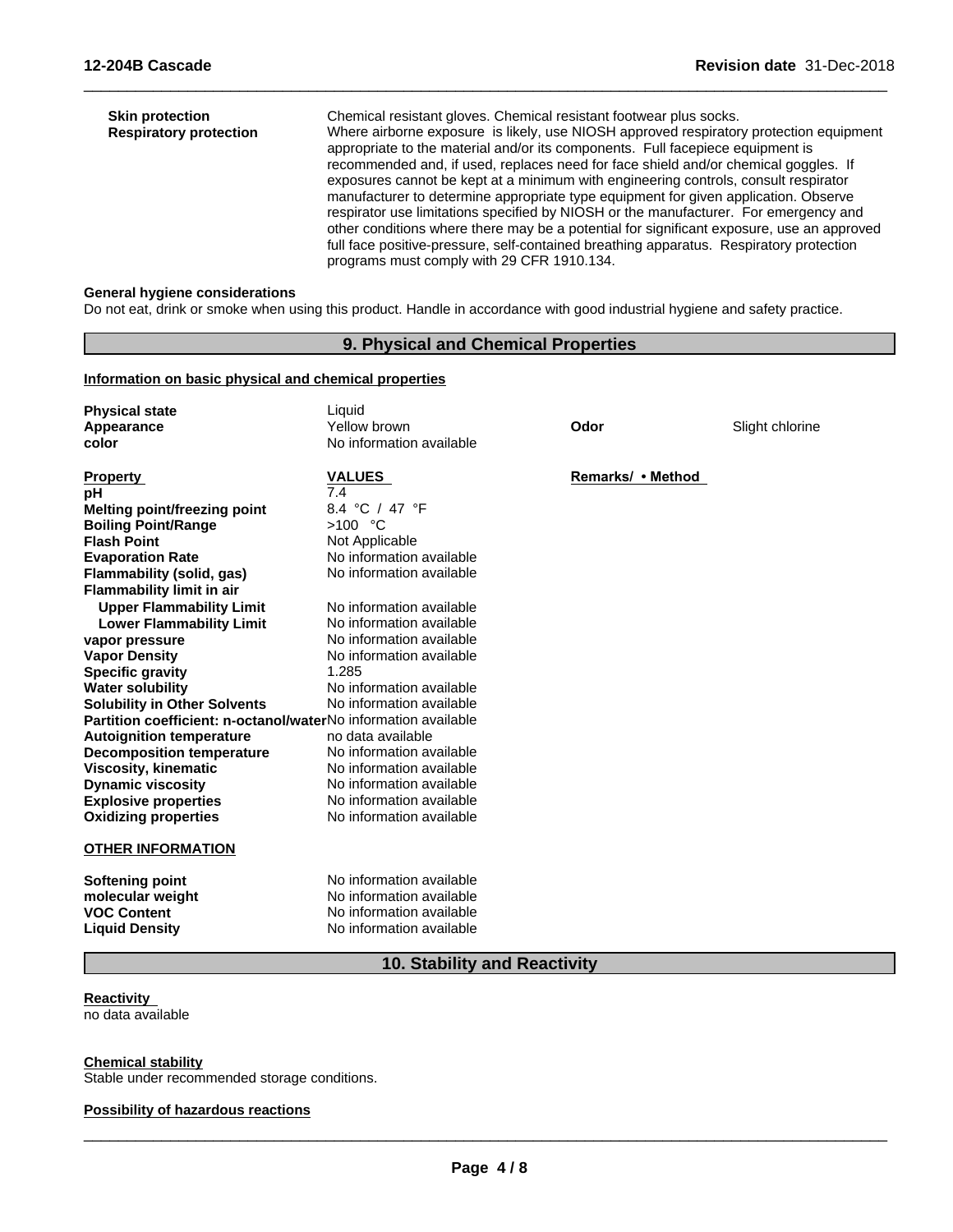| | |
|---|---|
| **Skin protection** | Chemical resistant gloves. Chemical resistant footwear plus socks. |
| **Respiratory protection** | Where airborne exposure is likely, use NIOSH approved respiratory protection equipment appropriate to the material and/or its components. Full facepiece equipment is recommended and, if used, replaces need for face shield and/or chemical goggles. If exposures cannot be kept at a minimum with engineering controls, consult respirator manufacturer to determine appropriate type equipment for given application. Observe respirator use limitations specified by NIOSH or the manufacturer. For emergency and other conditions where there may be a potential for significant exposure, use an approved full face positive-pressure, self-contained breathing apparatus. Respiratory protection programs must comply with 29 CFR 1910.134. |

**General hygiene considerations**

Do not eat, drink or smoke when using this product. Handle in accordance with good industrial hygiene and safety practice.

## 9. Physical and Chemical Properties

**Information on basic physical and chemical properties**

| | | | |
|---|---|---|---|
| **Physical state** | Liquid | | |
| **Appearance** | Yellow brown | **Odor** | Slight chlorine |
| **color** | No information available | | |

| **Property** | **VALUES** | **Remarks/ • Method** |
|---|---|---|
| **pH** | 7.4 | |
| **Melting point/freezing point** | 8.4 °C / 47 °F | |
| **Boiling Point/Range** | >100 °C | |
| **Flash Point** | Not Applicable | |
| **Evaporation Rate** | No information available | |
| **Flammability (solid, gas)** | No information available | |
| **Flammability limit in air** | | |
| **Upper Flammability Limit** | No information available | |
| **Lower Flammability Limit** | No information available | |
| **vapor pressure** | No information available | |
| **Vapor Density** | No information available | |
| **Specific gravity** | 1.285 | |
| **Water solubility** | No information available | |
| **Solubility in Other Solvents** | No information available | |
| **Partition coefficient: n-octanol/water** | No information available | |
| **Autoignition temperature** | no data available | |
| **Decomposition temperature** | No information available | |
| **Viscosity, kinematic** | No information available | |
| **Dynamic viscosity** | No information available | |
| **Explosive properties** | No information available | |
| **Oxidizing properties** | No information available | |

**OTHER INFORMATION**

| | |
|---|---|
| **Softening point** | No information available |
| **molecular weight** | No information available |
| **VOC Content** | No information available |
| **Liquid Density** | No information available |

## 10. Stability and Reactivity

**Reactivity**

no data available

**Chemical stability**

Stable under recommended storage conditions.

**Possibility of hazardous reactions**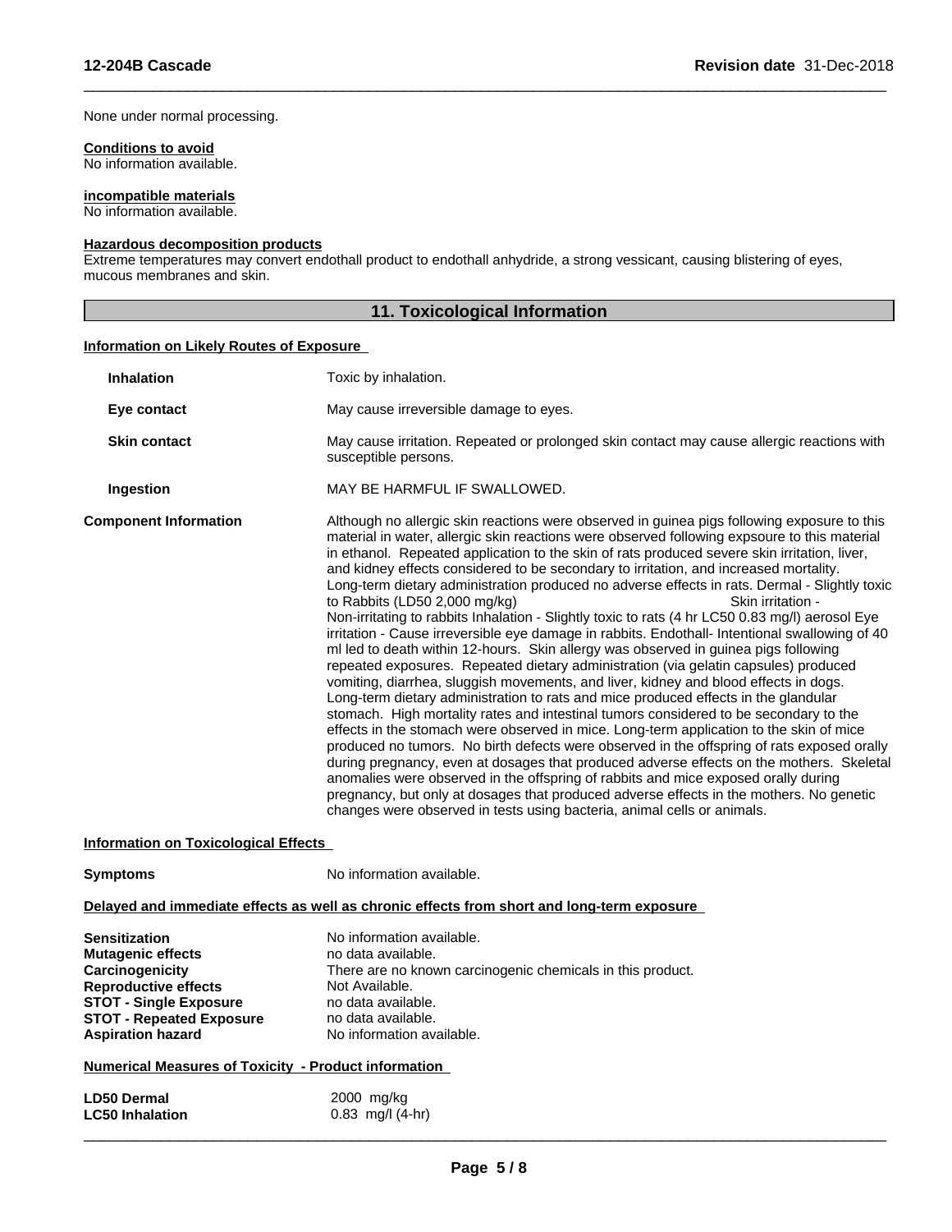None under normal processing.

**Conditions to avoid**
No information available.

**incompatible materials**
No information available.

**Hazardous decomposition products**
Extreme temperatures may convert endothall product to endothall anhydride, a strong vessicant, causing blistering of eyes, mucous membranes and skin.

## 11. Toxicological Information

**Information on Likely Routes of Exposure**

**Inhalation** Toxic by inhalation.

**Eye contact** May cause irreversible damage to eyes.

**Skin contact** May cause irritation. Repeated or prolonged skin contact may cause allergic reactions with susceptible persons.

**Ingestion** MAY BE HARMFUL IF SWALLOWED.

**Component Information** Although no allergic skin reactions were observed in guinea pigs following exposure to this material in water, allergic skin reactions were observed following expsoure to this material in ethanol. Repeated application to the skin of rats produced severe skin irritation, liver, and kidney effects considered to be secondary to irritation, and increased mortality. Long-term dietary administration produced no adverse effects in rats. Dermal - Slightly toxic to Rabbits (LD50 2,000 mg/kg) Skin irritation - Non-irritating to rabbits Inhalation - Slightly toxic to rats (4 hr LC50 0.83 mg/l) aerosol Eye irritation - Cause irreversible eye damage in rabbits. Endothall- Intentional swallowing of 40 ml led to death within 12-hours. Skin allergy was observed in guinea pigs following repeated exposures. Repeated dietary administration (via gelatin capsules) produced vomiting, diarrhea, sluggish movements, and liver, kidney and blood effects in dogs. Long-term dietary administration to rats and mice produced effects in the glandular stomach. High mortality rates and intestinal tumors considered to be secondary to the effects in the stomach were observed in mice. Long-term application to the skin of mice produced no tumors. No birth defects were observed in the offspring of rats exposed orally during pregnancy, even at dosages that produced adverse effects on the mothers. Skeletal anomalies were observed in the offspring of rabbits and mice exposed orally during pregnancy, but only at dosages that produced adverse effects in the mothers. No genetic changes were observed in tests using bacteria, animal cells or animals.

**Information on Toxicological Effects**

**Symptoms** No information available.

**Delayed and immediate effects as well as chronic effects from short and long-term exposure**

**Sensitization** No information available.
**Mutagenic effects** no data available.
**Carcinogenicity** There are no known carcinogenic chemicals in this product.
**Reproductive effects** Not Available.
**STOT - Single Exposure** no data available.
**STOT - Repeated Exposure** no data available.
**Aspiration hazard** No information available.

**Numerical Measures of Toxicity - Product information**

**LD50 Dermal** 2000 mg/kg
**LC50 Inhalation** 0.83 mg/l (4-hr)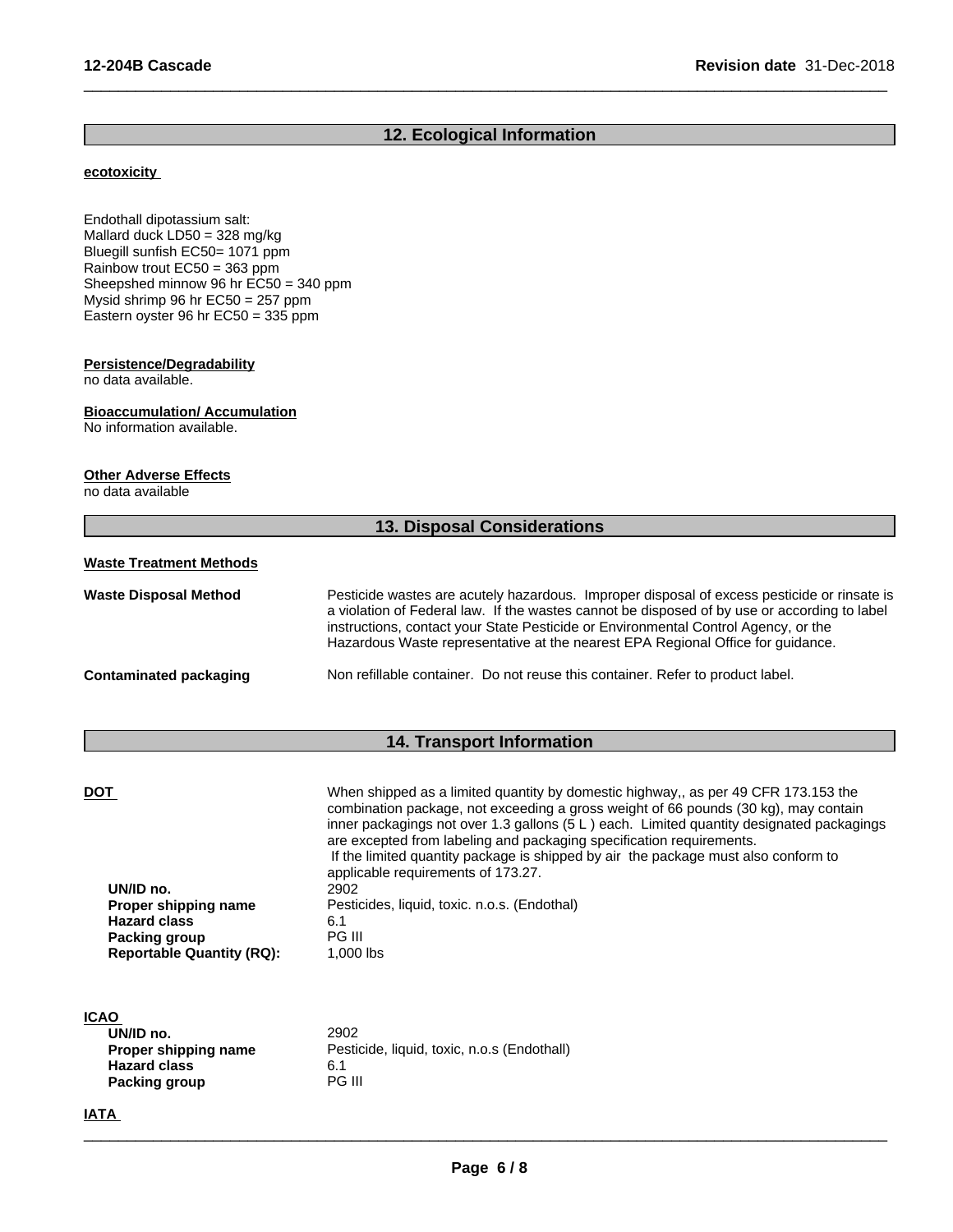## 12. Ecological Information

**ecotoxicity**

Endothall dipotassium salt:
Mallard duck LD50 = 328 mg/kg
Bluegill sunfish EC50= 1071 ppm
Rainbow trout EC50 = 363 ppm
Sheepshed minnow 96 hr EC50 = 340 ppm
Mysid shrimp 96 hr EC50 = 257 ppm
Eastern oyster 96 hr EC50 = 335 ppm

**Persistence/Degradability**
no data available.

**Bioaccumulation/ Accumulation**
No information available.

**Other Adverse Effects**
no data available

## 13. Disposal Considerations

**Waste Treatment Methods**

**Waste Disposal Method** — Pesticide wastes are acutely hazardous. Improper disposal of excess pesticide or rinsate is a violation of Federal law. If the wastes cannot be disposed of by use or according to label instructions, contact your State Pesticide or Environmental Control Agency, or the Hazardous Waste representative at the nearest EPA Regional Office for guidance.

**Contaminated packaging** — Non refillable container. Do not reuse this container. Refer to product label.

## 14. Transport Information

**DOT**

When shipped as a limited quantity by domestic highway,, as per 49 CFR 173.153 the combination package, not exceeding a gross weight of 66 pounds (30 kg), may contain inner packagings not over 1.3 gallons (5 L ) each. Limited quantity designated packagings are excepted from labeling and packaging specification requirements.
If the limited quantity package is shipped by air the package must also conform to applicable requirements of 173.27.

| | |
|---|---|
| **UN/ID no.** | 2902 |
| **Proper shipping name** | Pesticides, liquid, toxic. n.o.s. (Endothal) |
| **Hazard class** | 6.1 |
| **Packing group** | PG III |
| **Reportable Quantity (RQ):** | 1,000 lbs |

**ICAO**

| | |
|---|---|
| **UN/ID no.** | 2902 |
| **Proper shipping name** | Pesticide, liquid, toxic, n.o.s (Endothall) |
| **Hazard class** | 6.1 |
| **Packing group** | PG III |

**IATA**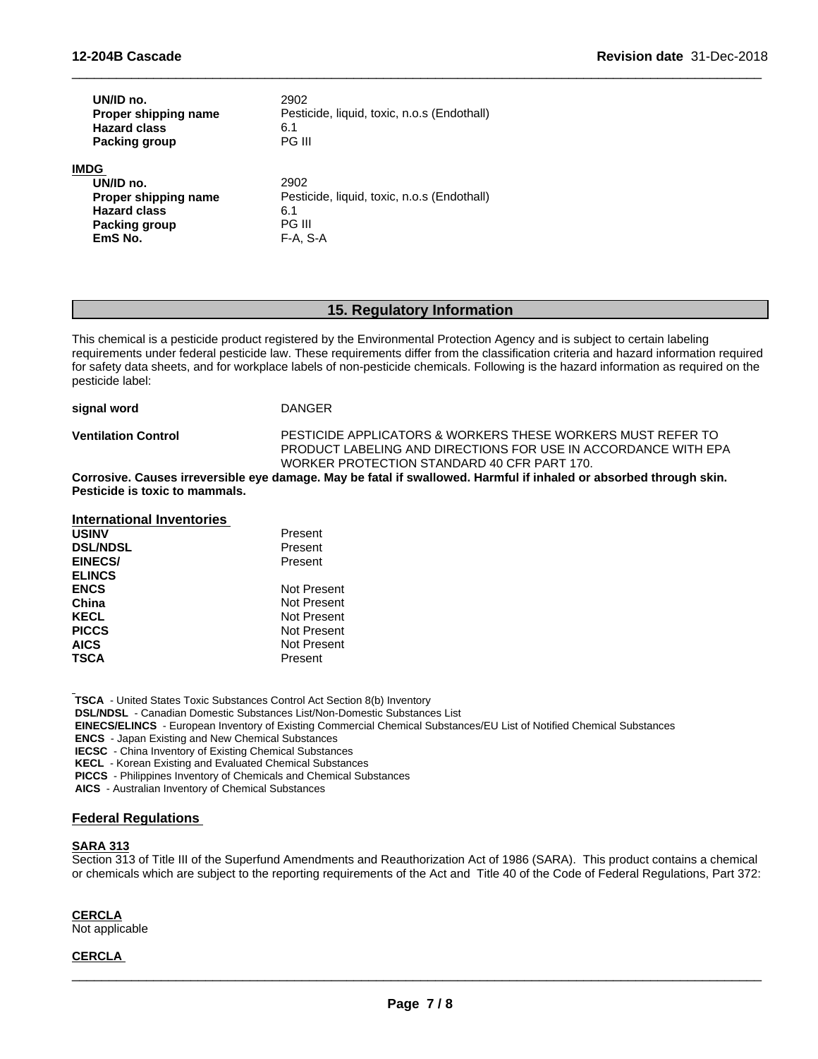| | |
|---|---|
| **UN/ID no.** | 2902 |
| **Proper shipping name** | Pesticide, liquid, toxic, n.o.s (Endothall) |
| **Hazard class** | 6.1 |
| **Packing group** | PG III |

**IMDG**

| | |
|---|---|
| **UN/ID no.** | 2902 |
| **Proper shipping name** | Pesticide, liquid, toxic, n.o.s (Endothall) |
| **Hazard class** | 6.1 |
| **Packing group** | PG III |
| **EmS No.** | F-A, S-A |

## 15. Regulatory Information

This chemical is a pesticide product registered by the Environmental Protection Agency and is subject to certain labeling requirements under federal pesticide law. These requirements differ from the classification criteria and hazard information required for safety data sheets, and for workplace labels of non-pesticide chemicals. Following is the hazard information as required on the pesticide label:

| | |
|---|---|
| **signal word** | DANGER |
| **Ventilation Control** | PESTICIDE APPLICATORS & WORKERS THESE WORKERS MUST REFER TO PRODUCT LABELING AND DIRECTIONS FOR USE IN ACCORDANCE WITH EPA WORKER PROTECTION STANDARD 40 CFR PART 170. |

**Corrosive. Causes irreversible eye damage. May be fatal if swallowed. Harmful if inhaled or absorbed through skin. Pesticide is toxic to mammals.**

**International Inventories**

| | |
|---|---|
| **USINV** | Present |
| **DSL/NDSL** | Present |
| **EINECS/ ELINCS** | Present |
| **ENCS** | Not Present |
| **China** | Not Present |
| **KECL** | Not Present |
| **PICCS** | Not Present |
| **AICS** | Not Present |
| **TSCA** | Present |

**TSCA** - United States Toxic Substances Control Act Section 8(b) Inventory
**DSL/NDSL** - Canadian Domestic Substances List/Non-Domestic Substances List
**EINECS/ELINCS** - European Inventory of Existing Commercial Chemical Substances/EU List of Notified Chemical Substances
**ENCS** - Japan Existing and New Chemical Substances
**IECSC** - China Inventory of Existing Chemical Substances
**KECL** - Korean Existing and Evaluated Chemical Substances
**PICCS** - Philippines Inventory of Chemicals and Chemical Substances
**AICS** - Australian Inventory of Chemical Substances

### Federal Regulations

**SARA 313**

Section 313 of Title III of the Superfund Amendments and Reauthorization Act of 1986 (SARA). This product contains a chemical or chemicals which are subject to the reporting requirements of the Act and Title 40 of the Code of Federal Regulations, Part 372:

**CERCLA**

Not applicable

**CERCLA**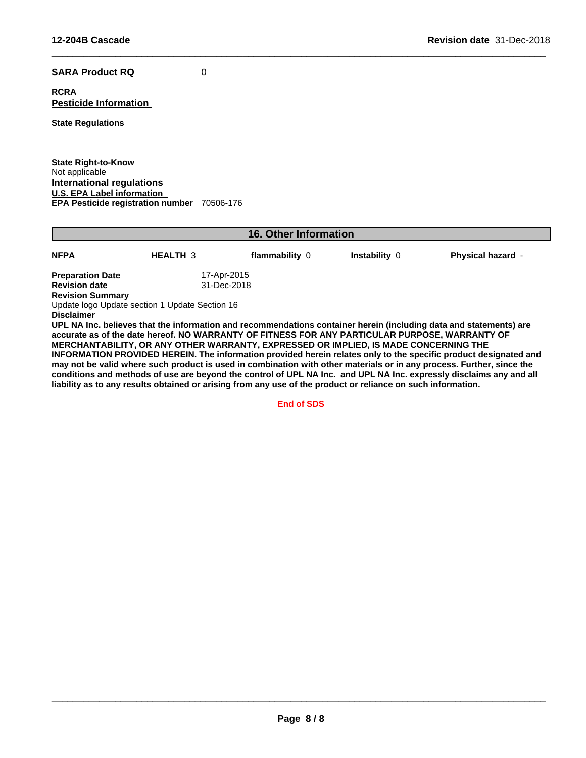**SARA Product RQ** 0

**RCRA**

**Pesticide Information**

**State Regulations**

**State Right-to-Know**
Not applicable

**International regulations**

**U.S. EPA Label information**

**EPA Pesticide registration number** 70506-176

## 16. Other Information

| NFPA | HEALTH 3 | flammability 0 | Instability 0 | Physical hazard - |
|---|---|---|---|---|

**Preparation Date** 17-Apr-2015
**Revision date** 31-Dec-2018
**Revision Summary**
Update logo Update section 1 Update Section 16

**Disclaimer**

**UPL NA Inc. believes that the information and recommendations container herein (including data and statements) are accurate as of the date hereof. NO WARRANTY OF FITNESS FOR ANY PARTICULAR PURPOSE, WARRANTY OF MERCHANTABILITY, OR ANY OTHER WARRANTY, EXPRESSED OR IMPLIED, IS MADE CONCERNING THE INFORMATION PROVIDED HEREIN. The information provided herein relates only to the specific product designated and may not be valid where such product is used in combination with other materials or in any process. Further, since the conditions and methods of use are beyond the control of UPL NA Inc. and UPL NA Inc. expressly disclaims any and all liability as to any results obtained or arising from any use of the product or reliance on such information.**

**End of SDS**